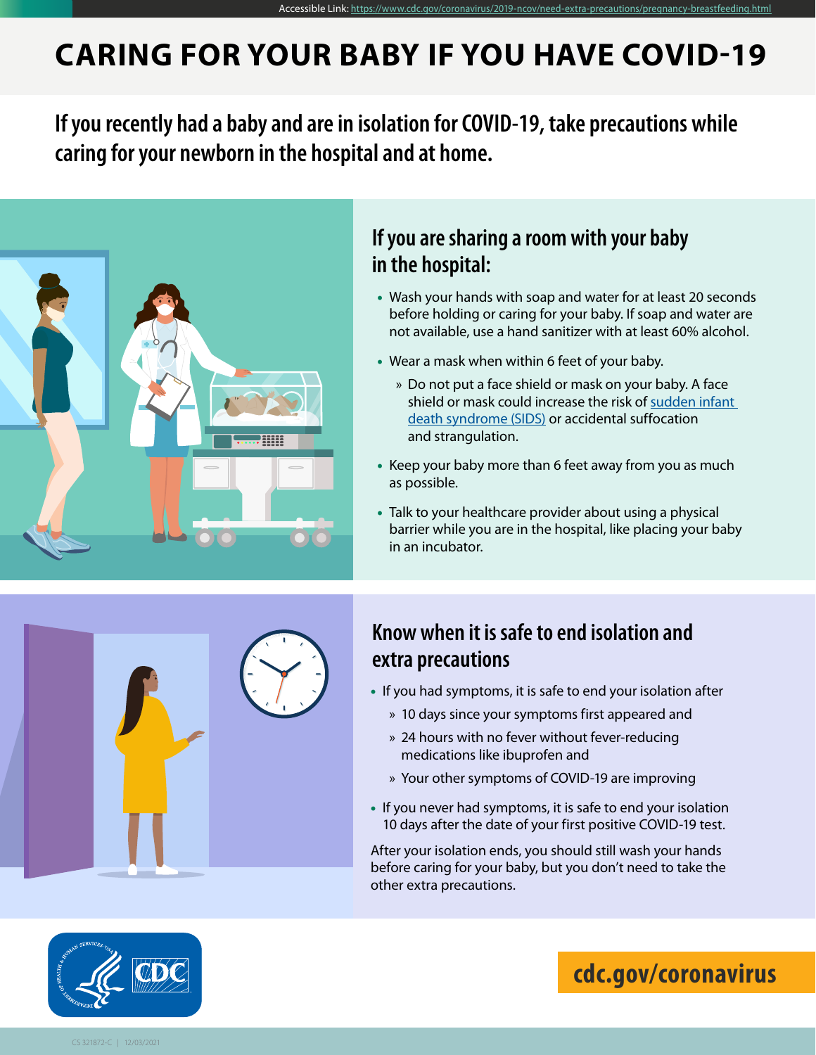Accessible Link: https://www.cdc.gov/coronavirus/2019-ncov/need-extra-precautions/pregnancy-breastfeeding.html

# CARING FOR YOUR BABY IF YOU HAVE COVID-19

## If you recently had a baby and are in isolation for COVID-19, take precautions while caring for your newborn in the hospital and at home.

### If you are sharing a room with your baby in the hospital:

- Wash your hands with soap and water for at least 20 seconds before holding or caring for your baby. If soap and water are not available, use a hand sanitizer with at least 60% alcohol.
- Wear a mask when within 6 feet of your baby.
  - Do not put a face shield or mask on your baby. A face shield or mask could increase the risk of sudden infant death syndrome (SIDS) or accidental suffocation and strangulation.
- Keep your baby more than 6 feet away from you as much as possible.
- Talk to your healthcare provider about using a physical barrier while you are in the hospital, like placing your baby in an incubator.

### Know when it is safe to end isolation and extra precautions

- If you had symptoms, it is safe to end your isolation after
  - 10 days since your symptoms first appeared and
  - 24 hours with no fever without fever-reducing medications like ibuprofen and
  - Your other symptoms of COVID-19 are improving
- If you never had symptoms, it is safe to end your isolation 10 days after the date of your first positive COVID-19 test.

After your isolation ends, you should still wash your hands before caring for your baby, but you don't need to take the other extra precautions.

cdc.gov/coronavirus

CS 321872-C | 12/03/2021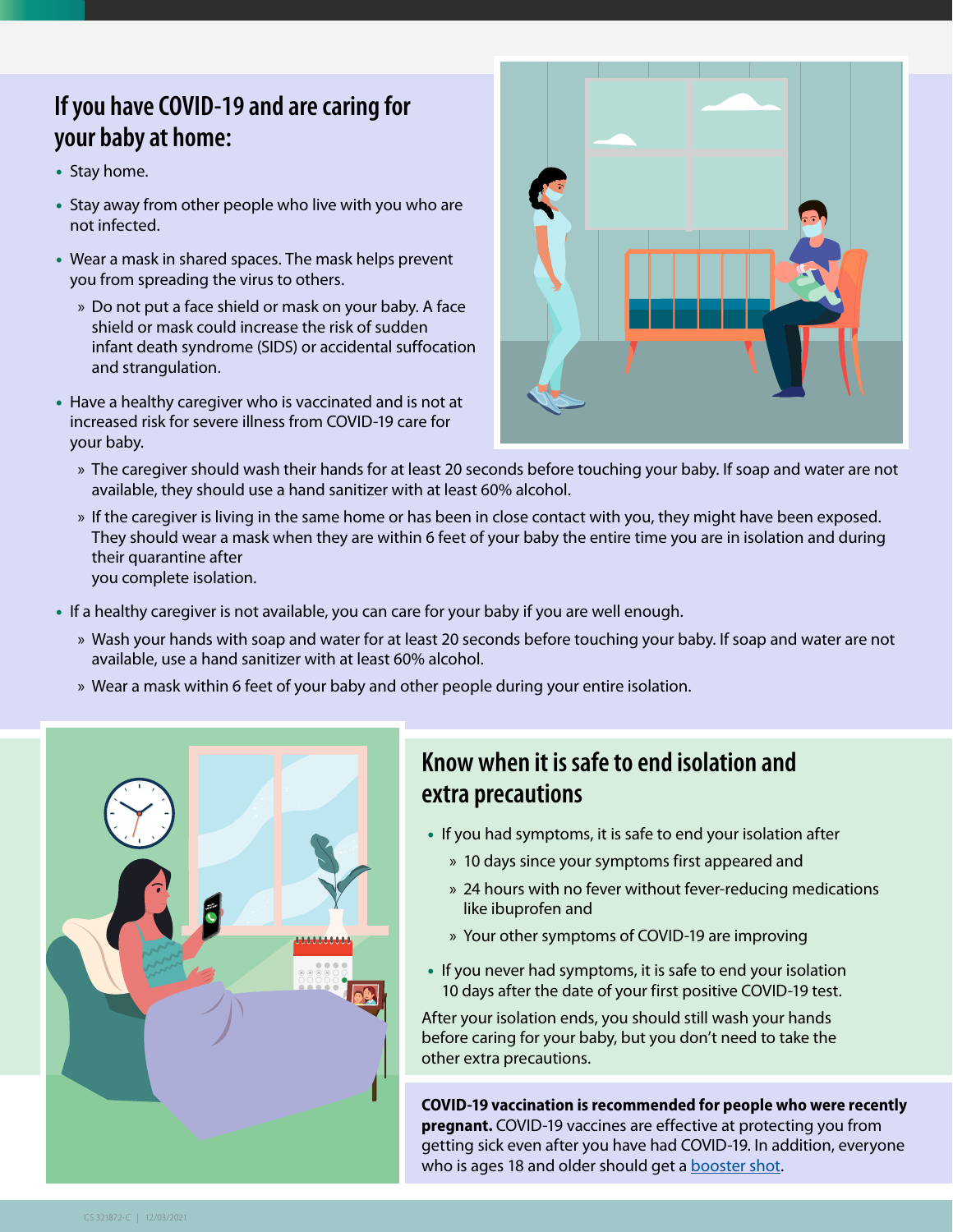## If you have COVID-19 and are caring for your baby at home:

- Stay home.
- Stay away from other people who live with you who are not infected.
- Wear a mask in shared spaces. The mask helps prevent you from spreading the virus to others.
  - Do not put a face shield or mask on your baby. A face shield or mask could increase the risk of sudden infant death syndrome (SIDS) or accidental suffocation and strangulation.
- Have a healthy caregiver who is vaccinated and is not at increased risk for severe illness from COVID-19 care for your baby.
  - The caregiver should wash their hands for at least 20 seconds before touching your baby. If soap and water are not available, they should use a hand sanitizer with at least 60% alcohol.
  - If the caregiver is living in the same home or has been in close contact with you, they might have been exposed. They should wear a mask when they are within 6 feet of your baby the entire time you are in isolation and during their quarantine after you complete isolation.
- If a healthy caregiver is not available, you can care for your baby if you are well enough.
  - Wash your hands with soap and water for at least 20 seconds before touching your baby. If soap and water are not available, use a hand sanitizer with at least 60% alcohol.
  - Wear a mask within 6 feet of your baby and other people during your entire isolation.

## Know when it is safe to end isolation and extra precautions

- If you had symptoms, it is safe to end your isolation after
  - 10 days since your symptoms first appeared and
  - 24 hours with no fever without fever-reducing medications like ibuprofen and
  - Your other symptoms of COVID-19 are improving
- If you never had symptoms, it is safe to end your isolation 10 days after the date of your first positive COVID-19 test.

After your isolation ends, you should still wash your hands before caring for your baby, but you don't need to take the other extra precautions.

**COVID-19 vaccination is recommended for people who were recently pregnant.** COVID-19 vaccines are effective at protecting you from getting sick even after you have had COVID-19. In addition, everyone who is ages 18 and older should get a booster shot.

CS 321872-C | 12/03/2021